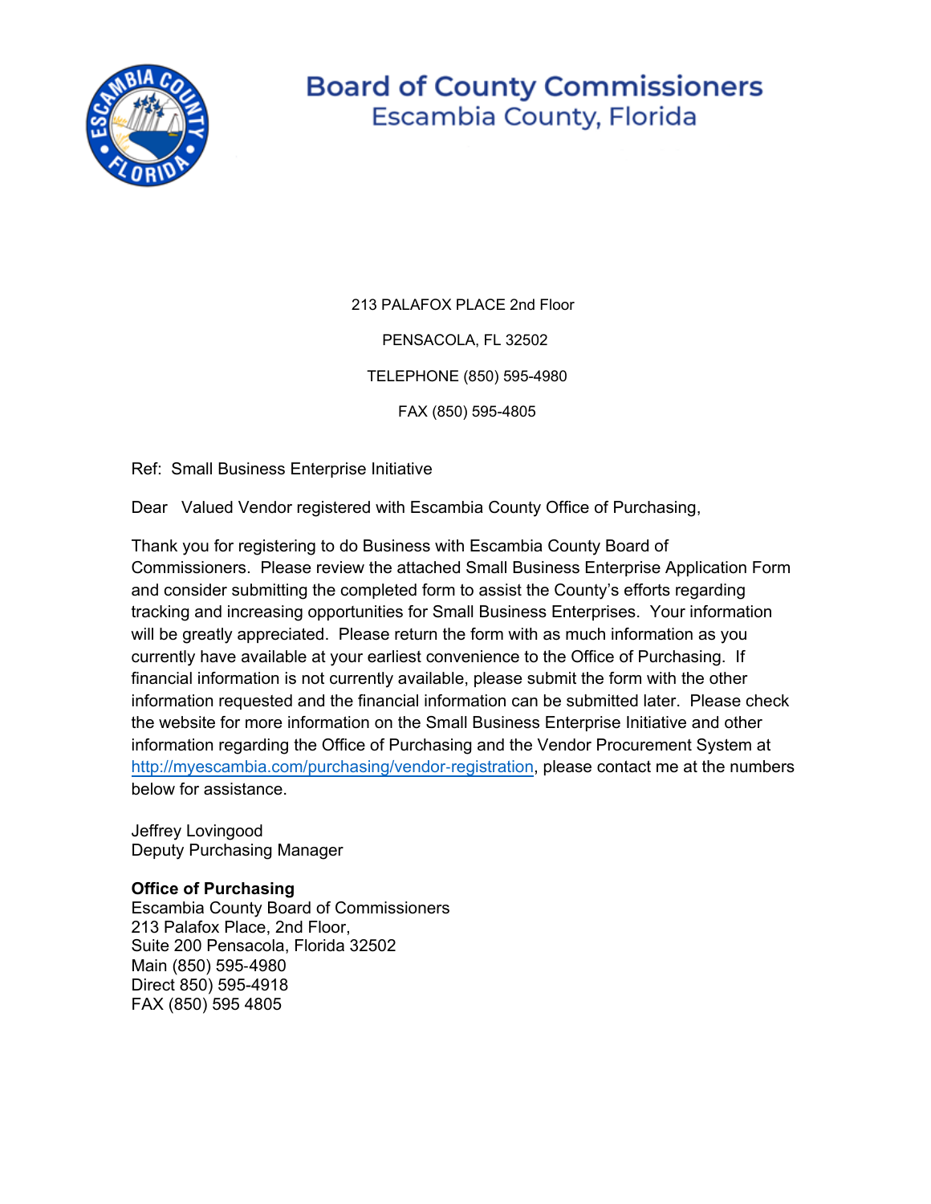# Board of County Commissioners
## Escambia County, Florida

213 PALAFOX PLACE 2nd Floor

PENSACOLA, FL 32502

TELEPHONE (850) 595-4980

FAX (850) 595-4805

Ref: Small Business Enterprise Initiative

Dear Valued Vendor registered with Escambia County Office of Purchasing,

Thank you for registering to do Business with Escambia County Board of Commissioners. Please review the attached Small Business Enterprise Application Form and consider submitting the completed form to assist the County's efforts regarding tracking and increasing opportunities for Small Business Enterprises. Your information will be greatly appreciated. Please return the form with as much information as you currently have available at your earliest convenience to the Office of Purchasing. If financial information is not currently available, please submit the form with the other information requested and the financial information can be submitted later. Please check the website for more information on the Small Business Enterprise Initiative and other information regarding the Office of Purchasing and the Vendor Procurement System at http://myescambia.com/purchasing/vendor-registration, please contact me at the numbers below for assistance.

Jeffrey Lovingood
Deputy Purchasing Manager

**Office of Purchasing**
Escambia County Board of Commissioners
213 Palafox Place, 2nd Floor,
Suite 200 Pensacola, Florida 32502
Main (850) 595-4980
Direct 850) 595-4918
FAX (850) 595 4805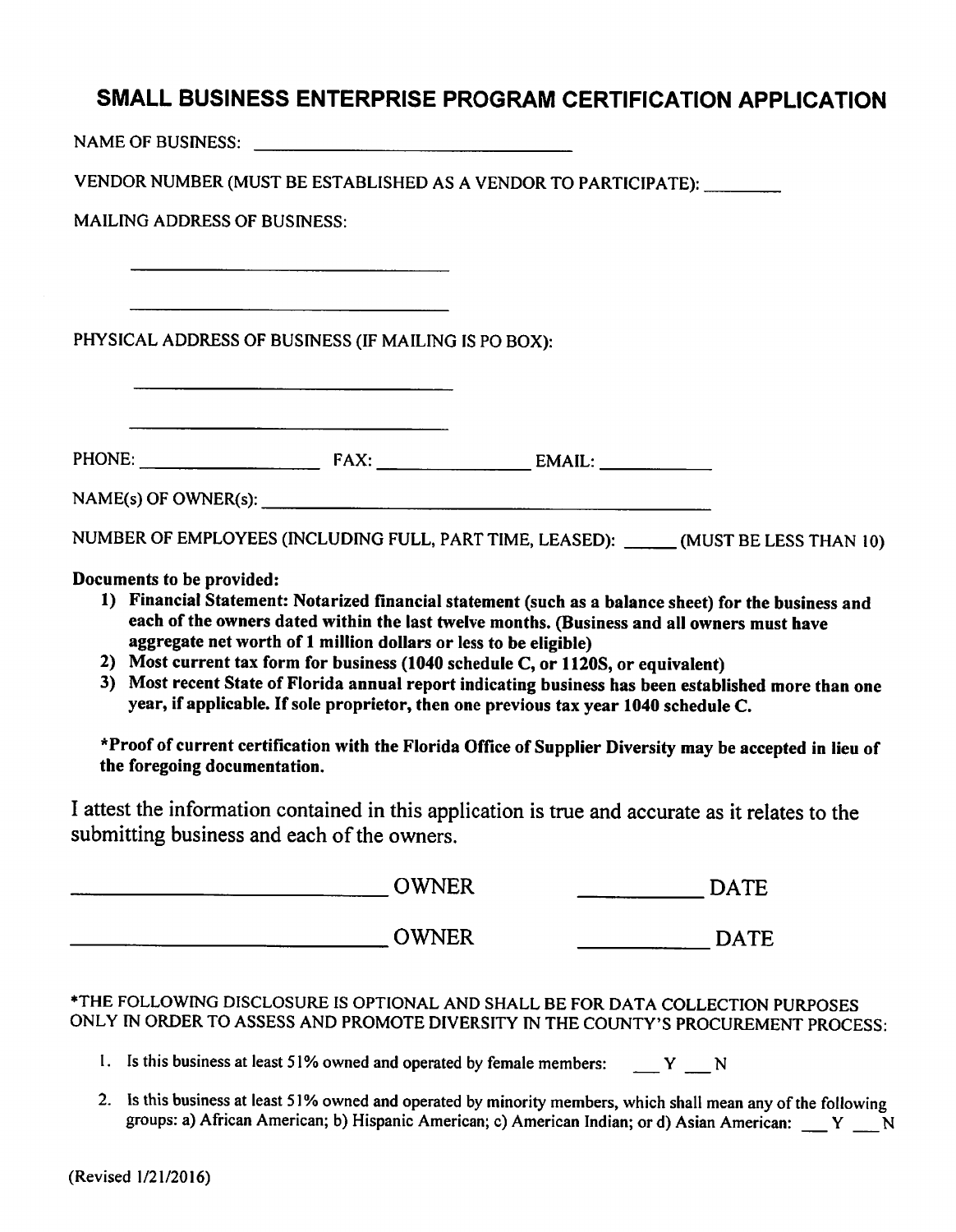# SMALL BUSINESS ENTERPRISE PROGRAM CERTIFICATION APPLICATION

NAME OF BUSINESS: ________________________________

VENDOR NUMBER (MUST BE ESTABLISHED AS A VENDOR TO PARTICIPATE): ________

MAILING ADDRESS OF BUSINESS:

________________________________

________________________________

PHYSICAL ADDRESS OF BUSINESS (IF MAILING IS PO BOX):

________________________________

________________________________

PHONE: __________________ FAX: ________________ EMAIL: ____________

NAME(s) OF OWNER(s): ______________________________________________

NUMBER OF EMPLOYEES (INCLUDING FULL, PART TIME, LEASED): _____ (MUST BE LESS THAN 10)

**Documents to be provided:**

1) **Financial Statement: Notarized financial statement (such as a balance sheet) for the business and each of the owners dated within the last twelve months. (Business and all owners must have aggregate net worth of 1 million dollars or less to be eligible)**
2) **Most current tax form for business (1040 schedule C, or 1120S, or equivalent)**
3) **Most recent State of Florida annual report indicating business has been established more than one year, if applicable. If sole proprietor, then one previous tax year 1040 schedule C.**

**\*Proof of current certification with the Florida Office of Supplier Diversity may be accepted in lieu of the foregoing documentation.**

I attest the information contained in this application is true and accurate as it relates to the submitting business and each of the owners.

____________________________ OWNER ____________ DATE

____________________________ OWNER ____________ DATE

\*THE FOLLOWING DISCLOSURE IS OPTIONAL AND SHALL BE FOR DATA COLLECTION PURPOSES ONLY IN ORDER TO ASSESS AND PROMOTE DIVERSITY IN THE COUNTY'S PROCUREMENT PROCESS:

1. Is this business at least 51% owned and operated by female members: ___ Y ___ N
2. Is this business at least 51% owned and operated by minority members, which shall mean any of the following groups: a) African American; b) Hispanic American; c) American Indian; or d) Asian American: ___ Y ___ N

(Revised 1/21/2016)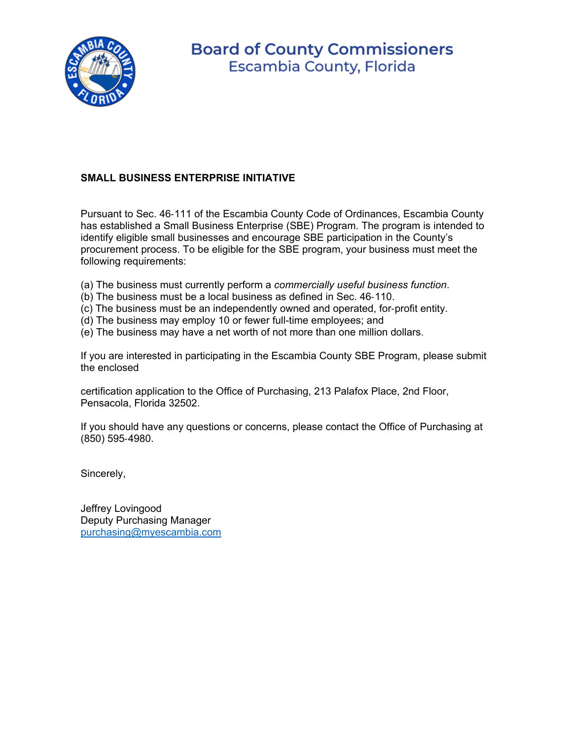# Board of County Commissioners
## Escambia County, Florida

**SMALL BUSINESS ENTERPRISE INITIATIVE**

Pursuant to Sec. 46-111 of the Escambia County Code of Ordinances, Escambia County has established a Small Business Enterprise (SBE) Program. The program is intended to identify eligible small businesses and encourage SBE participation in the County's procurement process. To be eligible for the SBE program, your business must meet the following requirements:

(a) The business must currently perform a *commercially useful business function*.
(b) The business must be a local business as defined in Sec. 46-110.
(c) The business must be an independently owned and operated, for-profit entity.
(d) The business may employ 10 or fewer full-time employees; and
(e) The business may have a net worth of not more than one million dollars.

If you are interested in participating in the Escambia County SBE Program, please submit the enclosed

certification application to the Office of Purchasing, 213 Palafox Place, 2nd Floor, Pensacola, Florida 32502.

If you should have any questions or concerns, please contact the Office of Purchasing at (850) 595-4980.

Sincerely,

Jeffrey Lovingood
Deputy Purchasing Manager
purchasing@myescambia.com